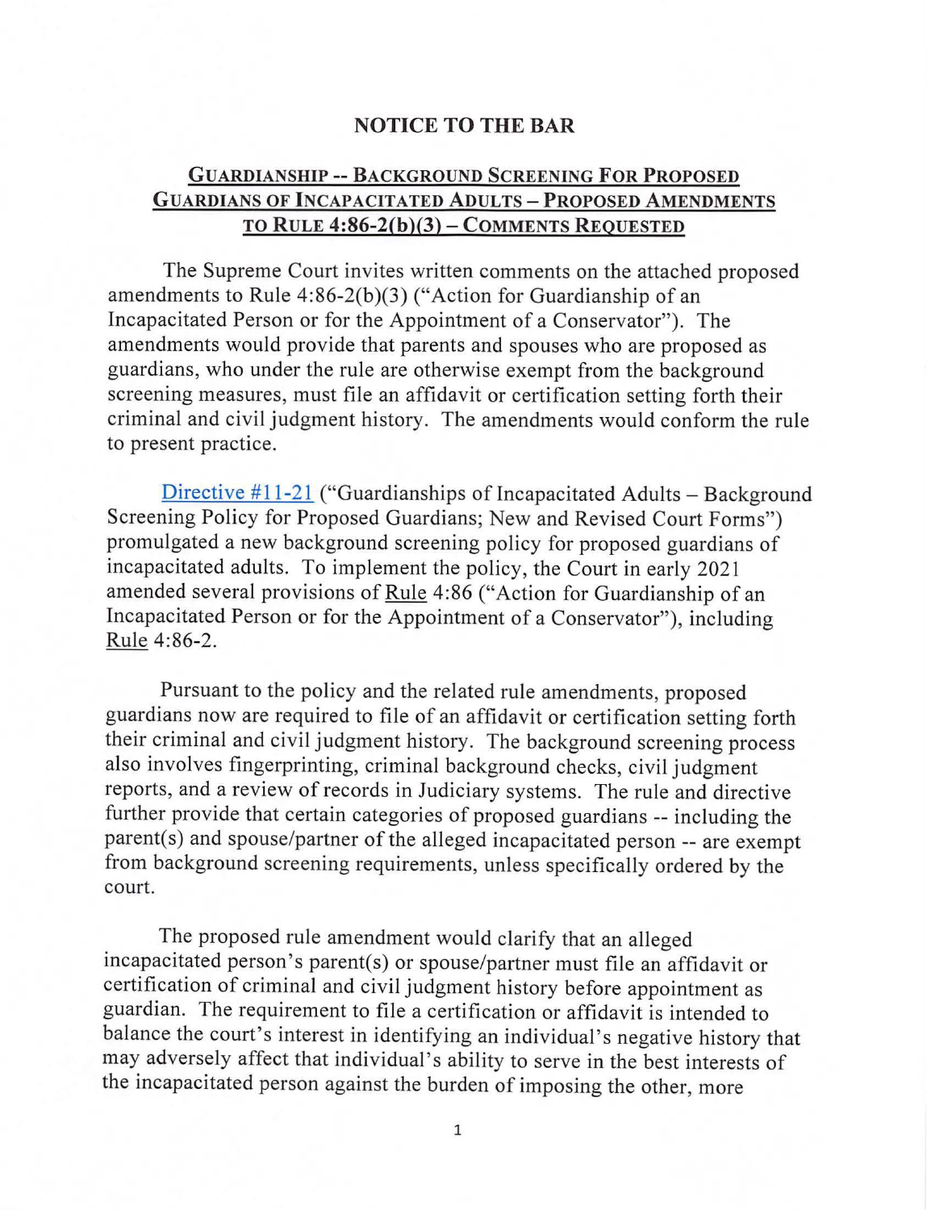## NOTICE TO THE BAR

### GUARDIANSHIP -- BACKGROUND SCREENING FOR PROPOSED GUARDIANS OF INCAPACITATED ADULTS – PROPOSED AMENDMENTS TO RULE 4:86-2(b)(3) – COMMENTS REQUESTED

The Supreme Court invites written comments on the attached proposed amendments to Rule 4:86-2(b)(3) ("Action for Guardianship of an Incapacitated Person or for the Appointment of a Conservator"). The amendments would provide that parents and spouses who are proposed as guardians, who under the rule are otherwise exempt from the background screening measures, must file an affidavit or certification setting forth their criminal and civil judgment history. The amendments would conform the rule to present practice.

Directive #11-21 ("Guardianships of Incapacitated Adults – Background Screening Policy for Proposed Guardians; New and Revised Court Forms") promulgated a new background screening policy for proposed guardians of incapacitated adults. To implement the policy, the Court in early 2021 amended several provisions of Rule 4:86 ("Action for Guardianship of an Incapacitated Person or for the Appointment of a Conservator"), including Rule 4:86-2.

Pursuant to the policy and the related rule amendments, proposed guardians now are required to file of an affidavit or certification setting forth their criminal and civil judgment history. The background screening process also involves fingerprinting, criminal background checks, civil judgment reports, and a review of records in Judiciary systems. The rule and directive further provide that certain categories of proposed guardians -- including the parent(s) and spouse/partner of the alleged incapacitated person -- are exempt from background screening requirements, unless specifically ordered by the court.

The proposed rule amendment would clarify that an alleged incapacitated person's parent(s) or spouse/partner must file an affidavit or certification of criminal and civil judgment history before appointment as guardian. The requirement to file a certification or affidavit is intended to balance the court's interest in identifying an individual's negative history that may adversely affect that individual's ability to serve in the best interests of the incapacitated person against the burden of imposing the other, more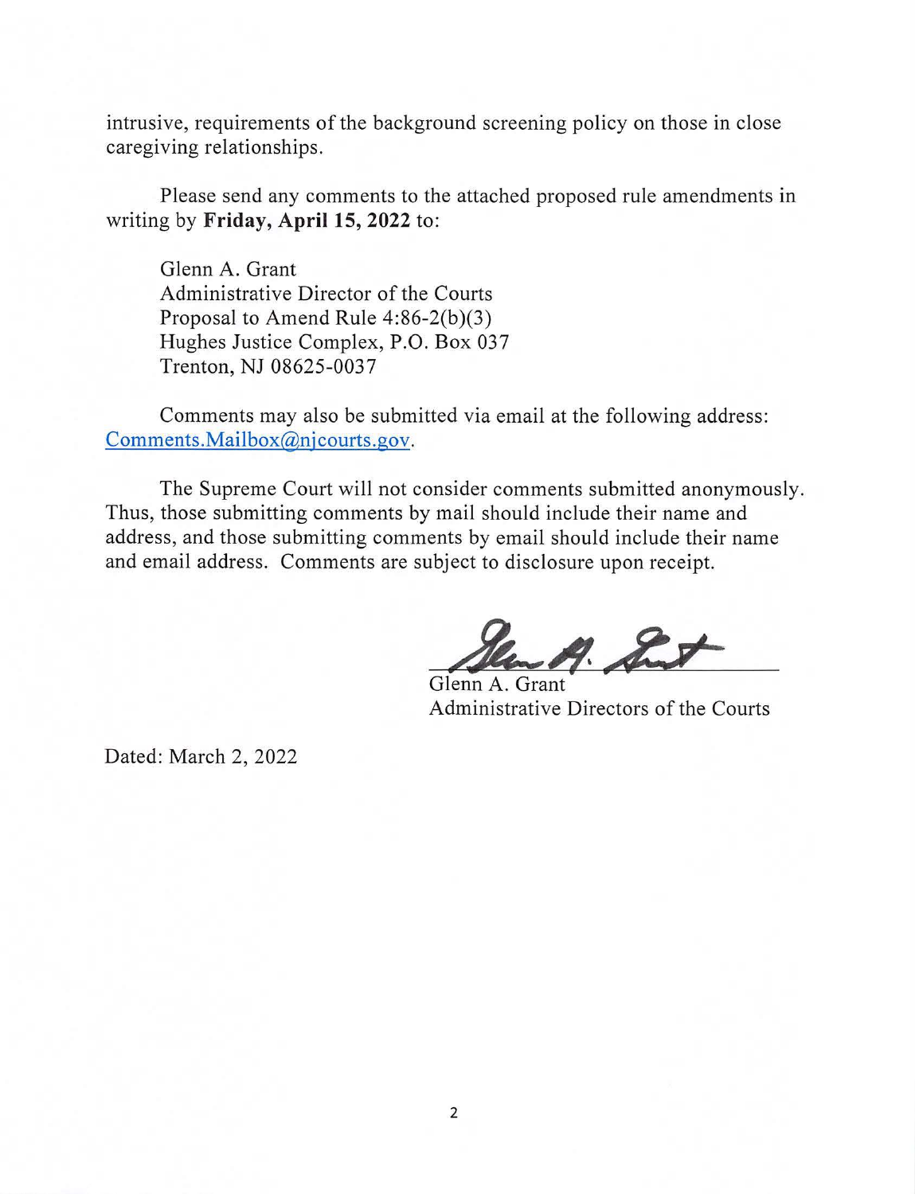intrusive, requirements of the background screening policy on those in close caregiving relationships.

Please send any comments to the attached proposed rule amendments in writing by **Friday, April 15, 2022** to:

Glenn A. Grant
Administrative Director of the Courts
Proposal to Amend Rule 4:86-2(b)(3)
Hughes Justice Complex, P.O. Box 037
Trenton, NJ 08625-0037

Comments may also be submitted via email at the following address: Comments.Mailbox@njcourts.gov.

The Supreme Court will not consider comments submitted anonymously. Thus, those submitting comments by mail should include their name and address, and those submitting comments by email should include their name and email address. Comments are subject to disclosure upon receipt.

Glenn A. Grant
Administrative Directors of the Courts

Dated: March 2, 2022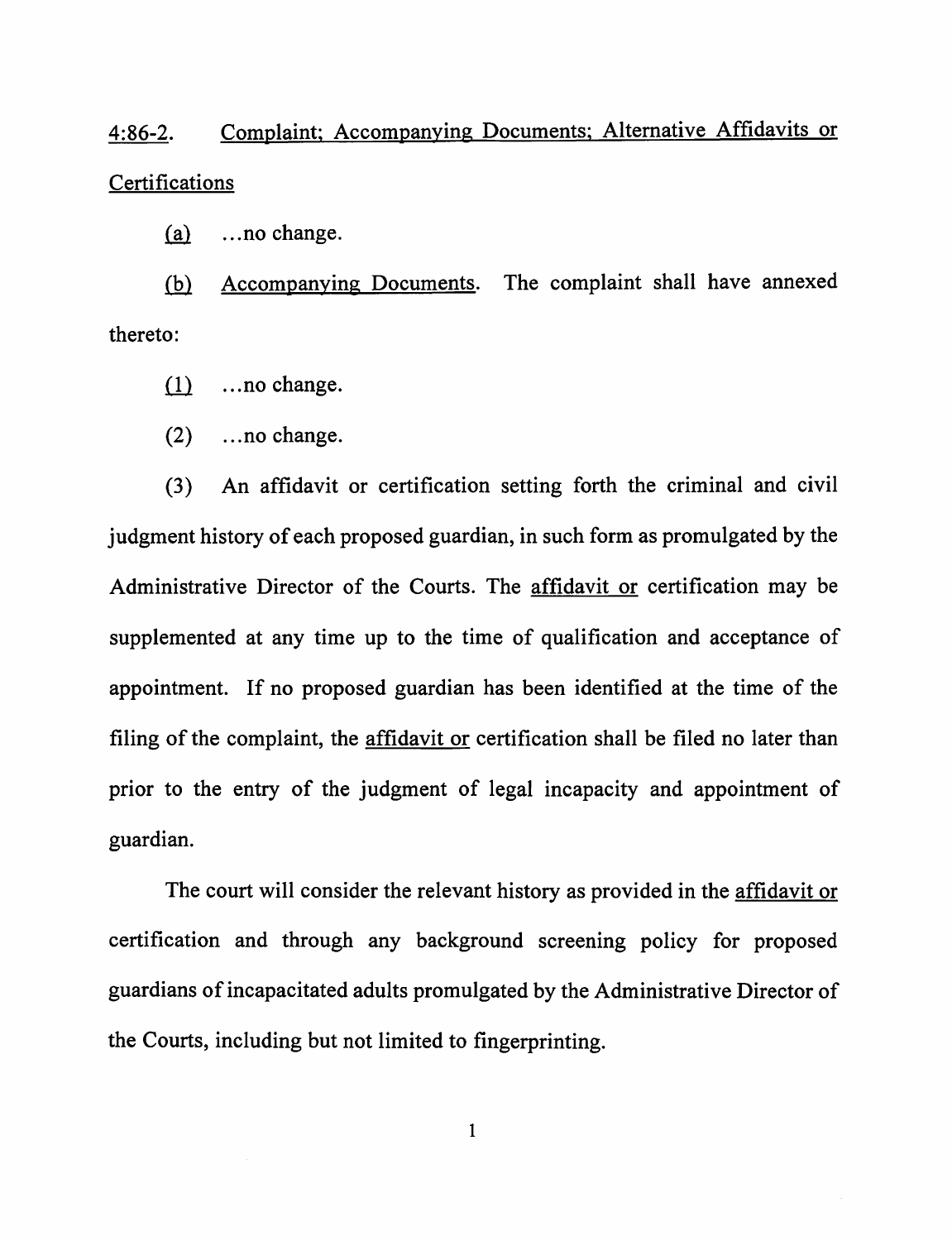4:86-2. Complaint; Accompanying Documents; Alternative Affidavits or Certifications

(a) ...no change.

(b) Accompanying Documents. The complaint shall have annexed thereto:

(1) ...no change.

(2) ...no change.

(3) An affidavit or certification setting forth the criminal and civil judgment history of each proposed guardian, in such form as promulgated by the Administrative Director of the Courts. The affidavit or certification may be supplemented at any time up to the time of qualification and acceptance of appointment. If no proposed guardian has been identified at the time of the filing of the complaint, the affidavit or certification shall be filed no later than prior to the entry of the judgment of legal incapacity and appointment of guardian.

The court will consider the relevant history as provided in the affidavit or certification and through any background screening policy for proposed guardians of incapacitated adults promulgated by the Administrative Director of the Courts, including but not limited to fingerprinting.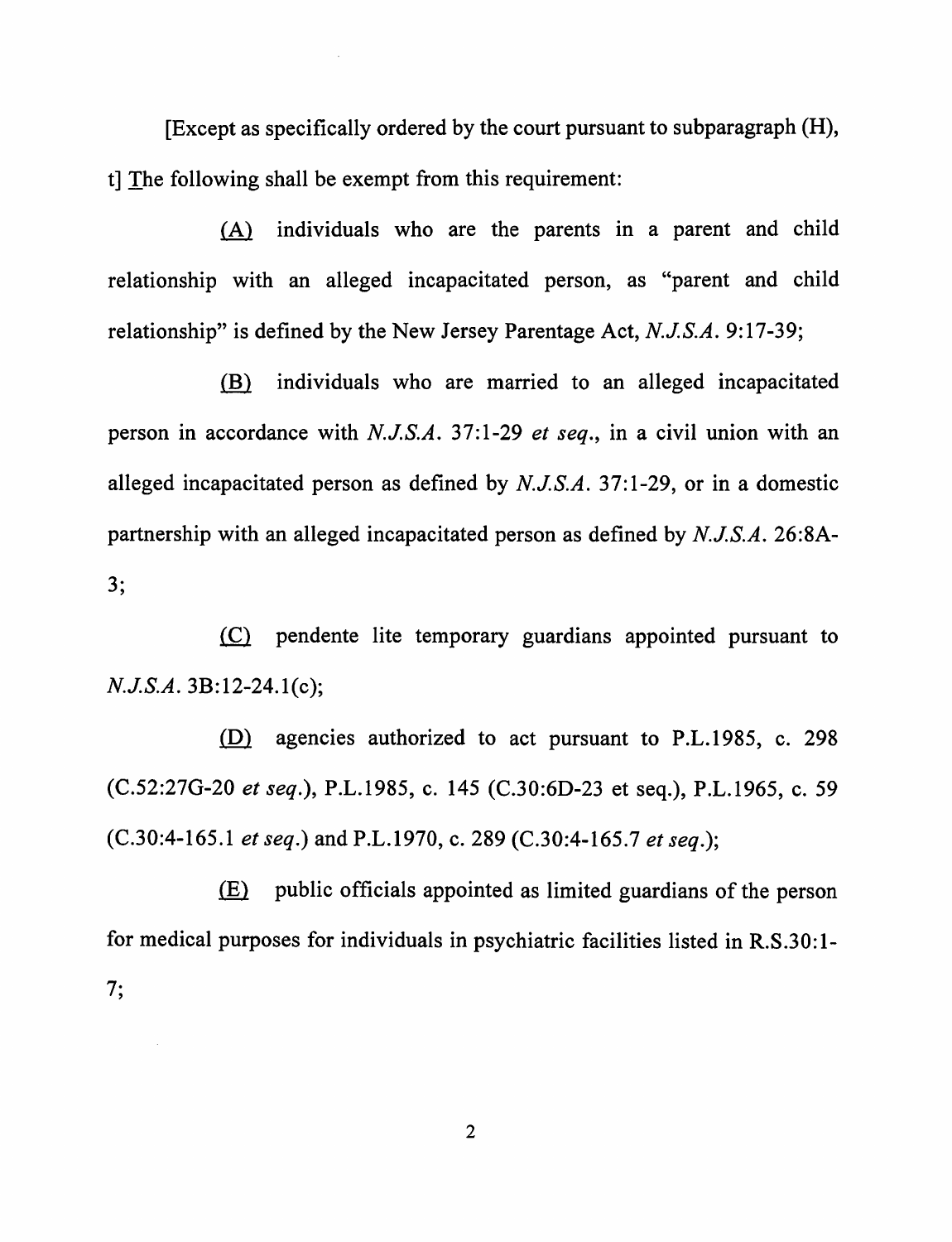[Except as specifically ordered by the court pursuant to subparagraph (H), t] The following shall be exempt from this requirement:

(A) individuals who are the parents in a parent and child relationship with an alleged incapacitated person, as "parent and child relationship" is defined by the New Jersey Parentage Act, *N.J.S.A.* 9:17-39;

(B) individuals who are married to an alleged incapacitated person in accordance with *N.J.S.A.* 37:1-29 *et seq.*, in a civil union with an alleged incapacitated person as defined by *N.J.S.A.* 37:1-29, or in a domestic partnership with an alleged incapacitated person as defined by *N.J.S.A.* 26:8A-3;

(C) pendente lite temporary guardians appointed pursuant to *N.J.S.A.* 3B:12-24.1(c);

(D) agencies authorized to act pursuant to P.L.1985, c. 298 (C.52:27G-20 *et seq.*), P.L.1985, c. 145 (C.30:6D-23 et seq.), P.L.1965, c. 59 (C.30:4-165.1 *et seq.*) and P.L.1970, c. 289 (C.30:4-165.7 *et seq.*);

(E) public officials appointed as limited guardians of the person for medical purposes for individuals in psychiatric facilities listed in R.S.30:1-7;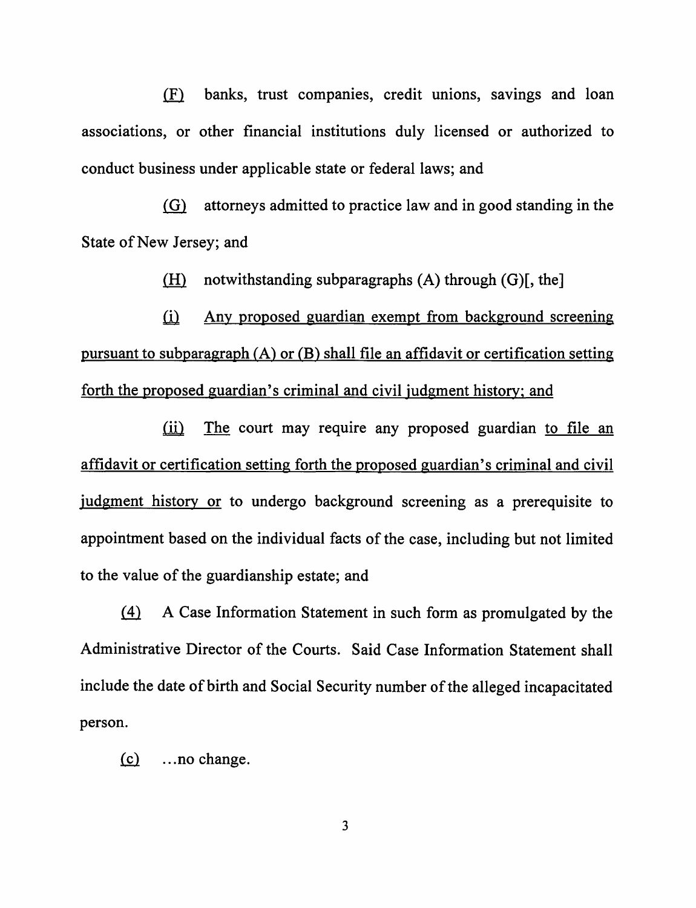(F) banks, trust companies, credit unions, savings and loan associations, or other financial institutions duly licensed or authorized to conduct business under applicable state or federal laws; and

(G) attorneys admitted to practice law and in good standing in the State of New Jersey; and

(H) notwithstanding subparagraphs (A) through (G)[, the]

(i) Any proposed guardian exempt from background screening pursuant to subparagraph (A) or (B) shall file an affidavit or certification setting forth the proposed guardian's criminal and civil judgment history; and

(ii) The court may require any proposed guardian to file an affidavit or certification setting forth the proposed guardian's criminal and civil judgment history or to undergo background screening as a prerequisite to appointment based on the individual facts of the case, including but not limited to the value of the guardianship estate; and

(4) A Case Information Statement in such form as promulgated by the Administrative Director of the Courts. Said Case Information Statement shall include the date of birth and Social Security number of the alleged incapacitated person.

(c) ...no change.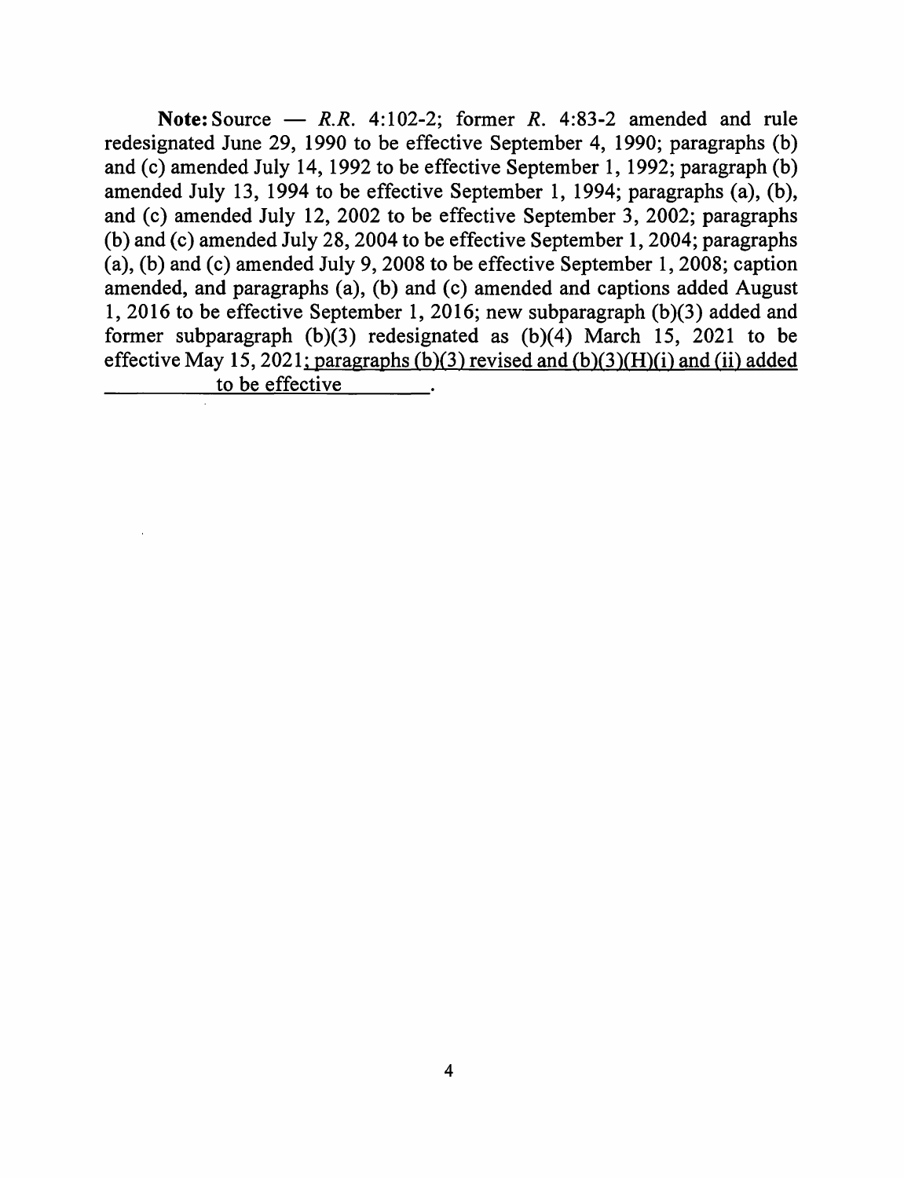**Note:** Source — *R.R.* 4:102-2; former *R.* 4:83-2 amended and rule redesignated June 29, 1990 to be effective September 4, 1990; paragraphs (b) and (c) amended July 14, 1992 to be effective September 1, 1992; paragraph (b) amended July 13, 1994 to be effective September 1, 1994; paragraphs (a), (b), and (c) amended July 12, 2002 to be effective September 3, 2002; paragraphs (b) and (c) amended July 28, 2004 to be effective September 1, 2004; paragraphs (a), (b) and (c) amended July 9, 2008 to be effective September 1, 2008; caption amended, and paragraphs (a), (b) and (c) amended and captions added August 1, 2016 to be effective September 1, 2016; new subparagraph (b)(3) added and former subparagraph (b)(3) redesignated as (b)(4) March 15, 2021 to be effective May 15, 2021; paragraphs (b)(3) revised and (b)(3)(H)(i) and (ii) added ____________ to be effective __________.